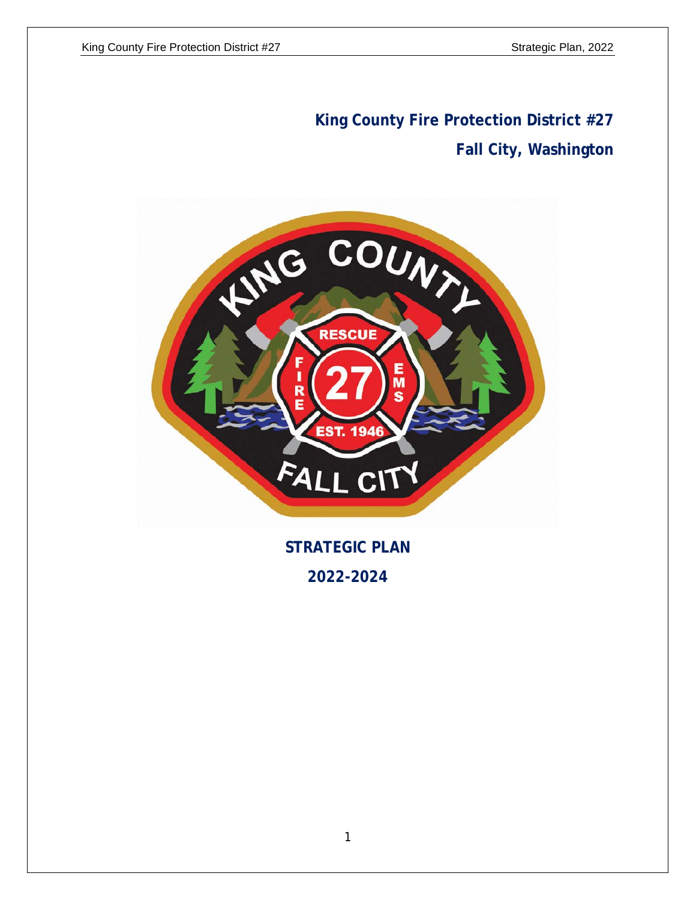# King County Fire Protection District #27

## Fall City, Washington

## STRATEGIC PLAN

## 2022-2024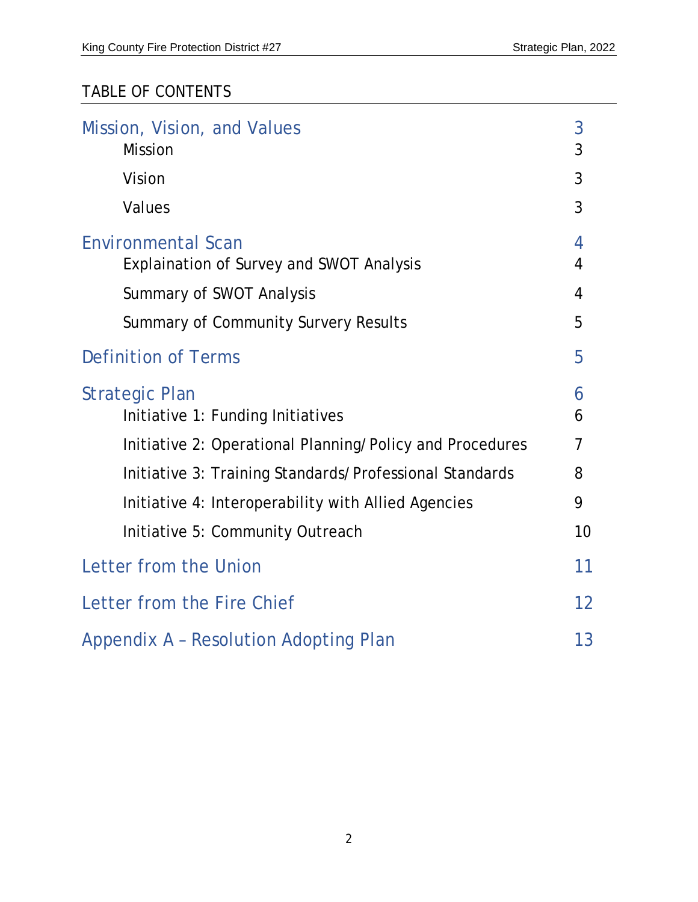# TABLE OF CONTENTS

| | |
|---|---|
| **Mission, Vision, and Values** | **3** |
| Mission | 3 |
| Vision | 3 |
| Values | 3 |
| **Environmental Scan** | **4** |
| Explaination of Survey and SWOT Analysis | 4 |
| Summary of SWOT Analysis | 4 |
| Summary of Community Survery Results | 5 |
| **Definition of Terms** | **5** |
| **Strategic Plan** | **6** |
| Initiative 1: Funding Initiatives | 6 |
| Initiative 2: Operational Planning/Policy and Procedures | 7 |
| Initiative 3: Training Standards/Professional Standards | 8 |
| Initiative 4: Interoperability with Allied Agencies | 9 |
| Initiative 5: Community Outreach | 10 |
| **Letter from the Union** | **11** |
| **Letter from the Fire Chief** | **12** |
| **Appendix A – Resolution Adopting Plan** | **13** |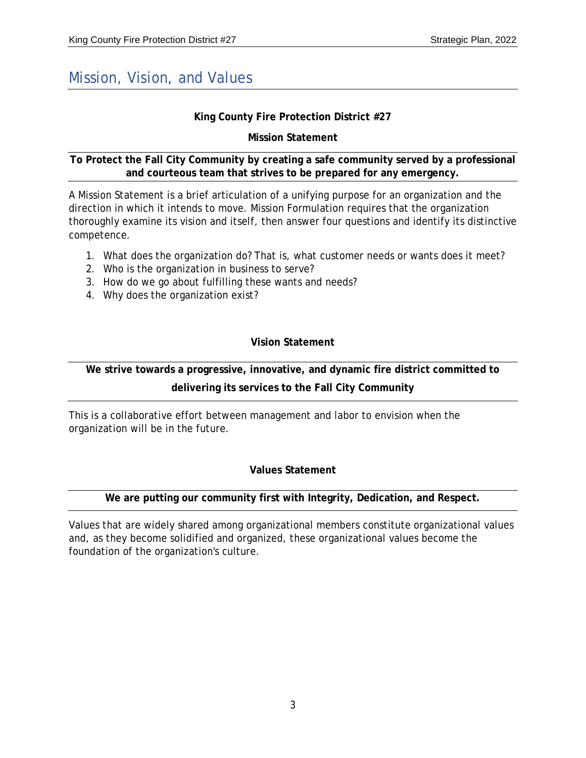# Mission, Vision, and Values

**King County Fire Protection District #27**

**Mission Statement**

**To Protect the Fall City Community by creating a safe community served by a professional and courteous team that strives to be prepared for any emergency.**

A Mission Statement is a brief articulation of a unifying purpose for an organization and the direction in which it intends to move. Mission Formulation requires that the organization thoroughly examine its vision and itself, then answer four questions and identify its distinctive competence.

1. What does the organization do? That is, what customer needs or wants does it meet?
2. Who is the organization in business to serve?
3. How do we go about fulfilling these wants and needs?
4. Why does the organization exist?

**Vision Statement**

**We strive towards a progressive, innovative, and dynamic fire district committed to delivering its services to the Fall City Community**

This is a collaborative effort between management and labor to envision when the organization will be in the future.

**Values Statement**

**We are putting our community first with Integrity, Dedication, and Respect.**

Values that are widely shared among organizational members constitute organizational values and, as they become solidified and organized, these organizational values become the foundation of the organization's culture.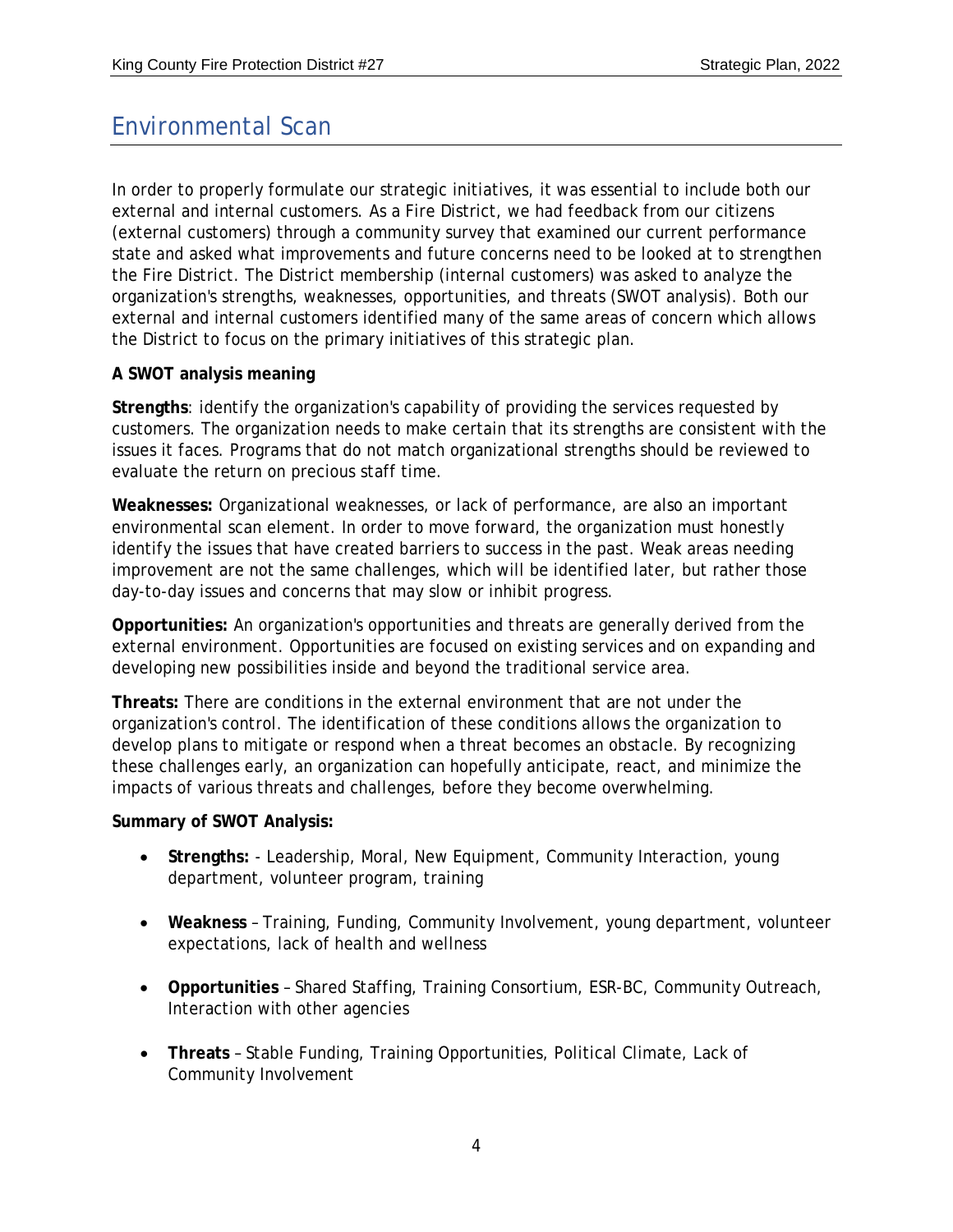# Environmental Scan

In order to properly formulate our strategic initiatives, it was essential to include both our external and internal customers. As a Fire District, we had feedback from our citizens (external customers) through a community survey that examined our current performance state and asked what improvements and future concerns need to be looked at to strengthen the Fire District. The District membership (internal customers) was asked to analyze the organization's strengths, weaknesses, opportunities, and threats (SWOT analysis). Both our external and internal customers identified many of the same areas of concern which allows the District to focus on the primary initiatives of this strategic plan.

**A SWOT analysis meaning**

**Strengths**: identify the organization's capability of providing the services requested by customers. The organization needs to make certain that its strengths are consistent with the issues it faces. Programs that do not match organizational strengths should be reviewed to evaluate the return on precious staff time.

**Weaknesses:** Organizational weaknesses, or lack of performance, are also an important environmental scan element. In order to move forward, the organization must honestly identify the issues that have created barriers to success in the past. Weak areas needing improvement are not the same challenges, which will be identified later, but rather those day-to-day issues and concerns that may slow or inhibit progress.

**Opportunities:** An organization's opportunities and threats are generally derived from the external environment. Opportunities are focused on existing services and on expanding and developing new possibilities inside and beyond the traditional service area.

**Threats:** There are conditions in the external environment that are not under the organization's control. The identification of these conditions allows the organization to develop plans to mitigate or respond when a threat becomes an obstacle. By recognizing these challenges early, an organization can hopefully anticipate, react, and minimize the impacts of various threats and challenges, before they become overwhelming.

**Summary of SWOT Analysis:**

- **Strengths:** - Leadership, Moral, New Equipment, Community Interaction, young department, volunteer program, training
- **Weakness** – Training, Funding, Community Involvement, young department, volunteer expectations, lack of health and wellness
- **Opportunities** – Shared Staffing, Training Consortium, ESR-BC, Community Outreach, Interaction with other agencies
- **Threats** – Stable Funding, Training Opportunities, Political Climate, Lack of Community Involvement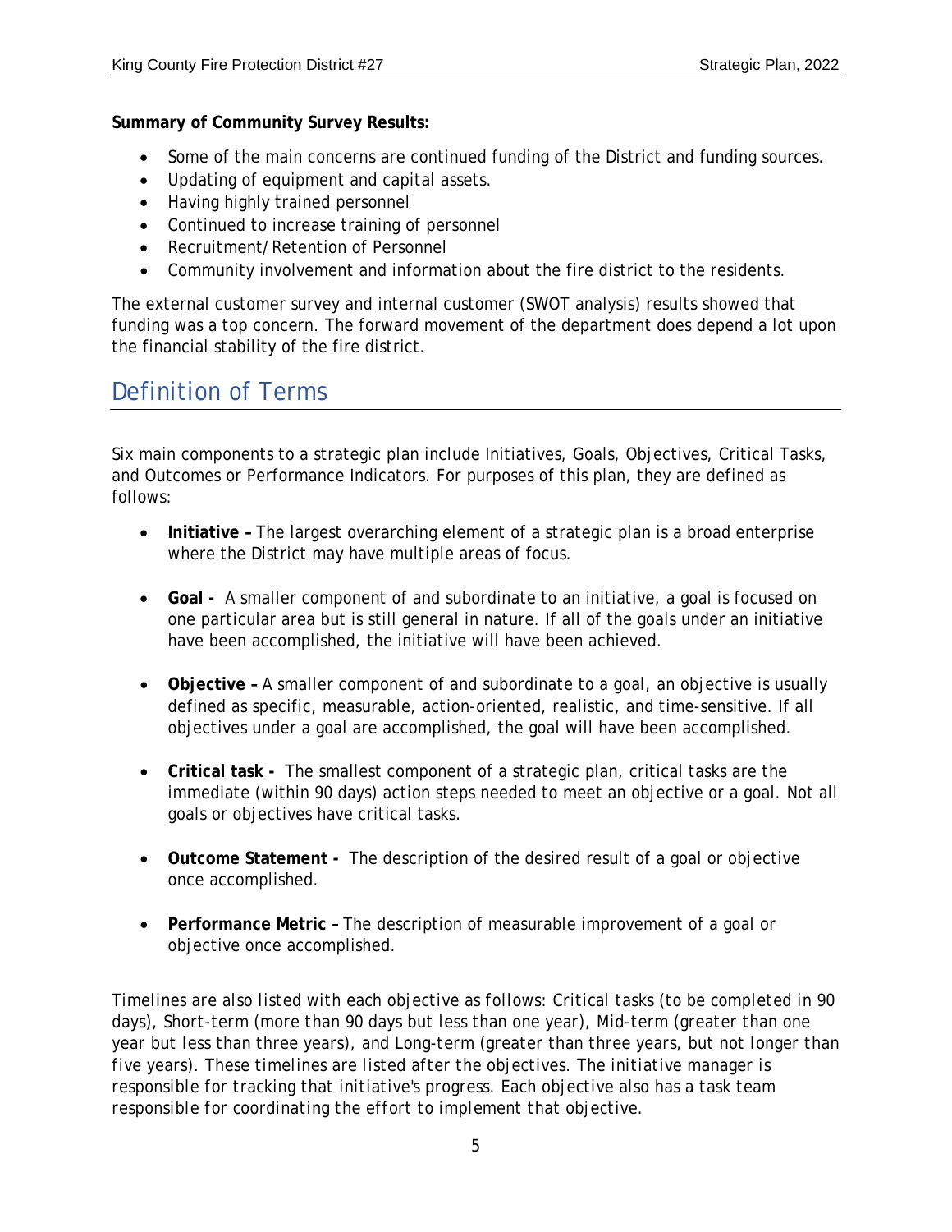**Summary of Community Survey Results:**

- Some of the main concerns are continued funding of the District and funding sources.
- Updating of equipment and capital assets.
- Having highly trained personnel
- Continued to increase training of personnel
- Recruitment/Retention of Personnel
- Community involvement and information about the fire district to the residents.

The external customer survey and internal customer (SWOT analysis) results showed that funding was a top concern. The forward movement of the department does depend a lot upon the financial stability of the fire district.

## Definition of Terms

Six main components to a strategic plan include Initiatives, Goals, Objectives, Critical Tasks, and Outcomes or Performance Indicators. For purposes of this plan, they are defined as follows:

- **Initiative –** The largest overarching element of a strategic plan is a broad enterprise where the District may have multiple areas of focus.

- **Goal -** A smaller component of and subordinate to an initiative, a goal is focused on one particular area but is still general in nature. If all of the goals under an initiative have been accomplished, the initiative will have been achieved.

- **Objective –** A smaller component of and subordinate to a goal, an objective is usually defined as specific, measurable, action-oriented, realistic, and time-sensitive. If all objectives under a goal are accomplished, the goal will have been accomplished.

- **Critical task -** The smallest component of a strategic plan, critical tasks are the immediate (within 90 days) action steps needed to meet an objective or a goal. Not all goals or objectives have critical tasks.

- **Outcome Statement -** The description of the desired result of a goal or objective once accomplished.

- **Performance Metric –** The description of measurable improvement of a goal or objective once accomplished.

Timelines are also listed with each objective as follows: Critical tasks (to be completed in 90 days), Short-term (more than 90 days but less than one year), Mid-term (greater than one year but less than three years), and Long-term (greater than three years, but not longer than five years). These timelines are listed after the objectives. The initiative manager is responsible for tracking that initiative's progress. Each objective also has a task team responsible for coordinating the effort to implement that objective.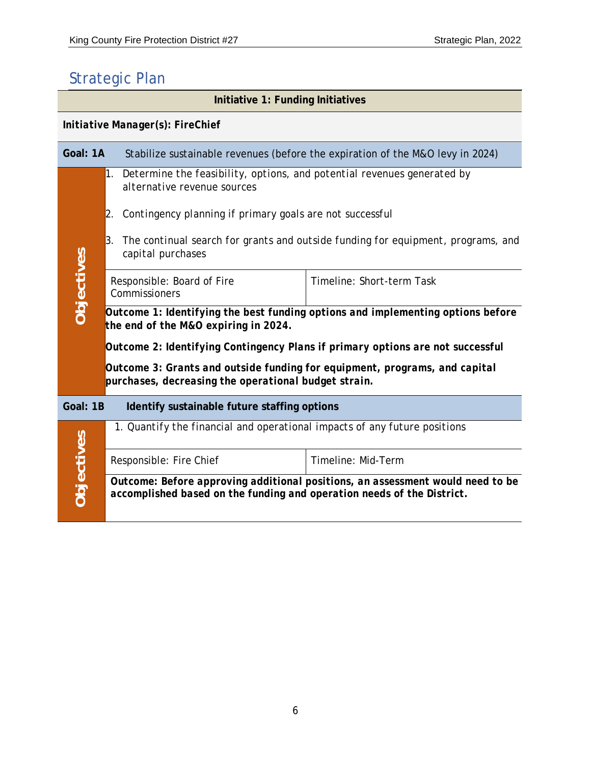# Strategic Plan

**Initiative 1: Funding Initiatives**

***Initiative Manager(s): FireChief***

**Goal: 1A** Stabilize sustainable revenues (before the expiration of the M&O levy in 2024)

**Objectives**

1. Determine the feasibility, options, and potential revenues generated by alternative revenue sources
2. Contingency planning if primary goals are not successful
3. The continual search for grants and outside funding for equipment, programs, and capital purchases

| Responsible: Board of Fire Commissioners | Timeline: Short-term Task |
|---|---|

***Outcome 1: Identifying the best funding options and implementing options before the end of the M&O expiring in 2024.***

***Outcome 2: Identifying Contingency Plans if primary options are not successful***

***Outcome 3: Grants and outside funding for equipment, programs, and capital purchases, decreasing the operational budget strain.***

**Goal: 1B** **Identify sustainable future staffing options**

**Objectives**

1. Quantify the financial and operational impacts of any future positions

| Responsible: Fire Chief | Timeline: Mid-Term |
|---|---|

**Outcome: Before approving additional positions, an assessment would need to be accomplished based on the funding and operation needs of the District.**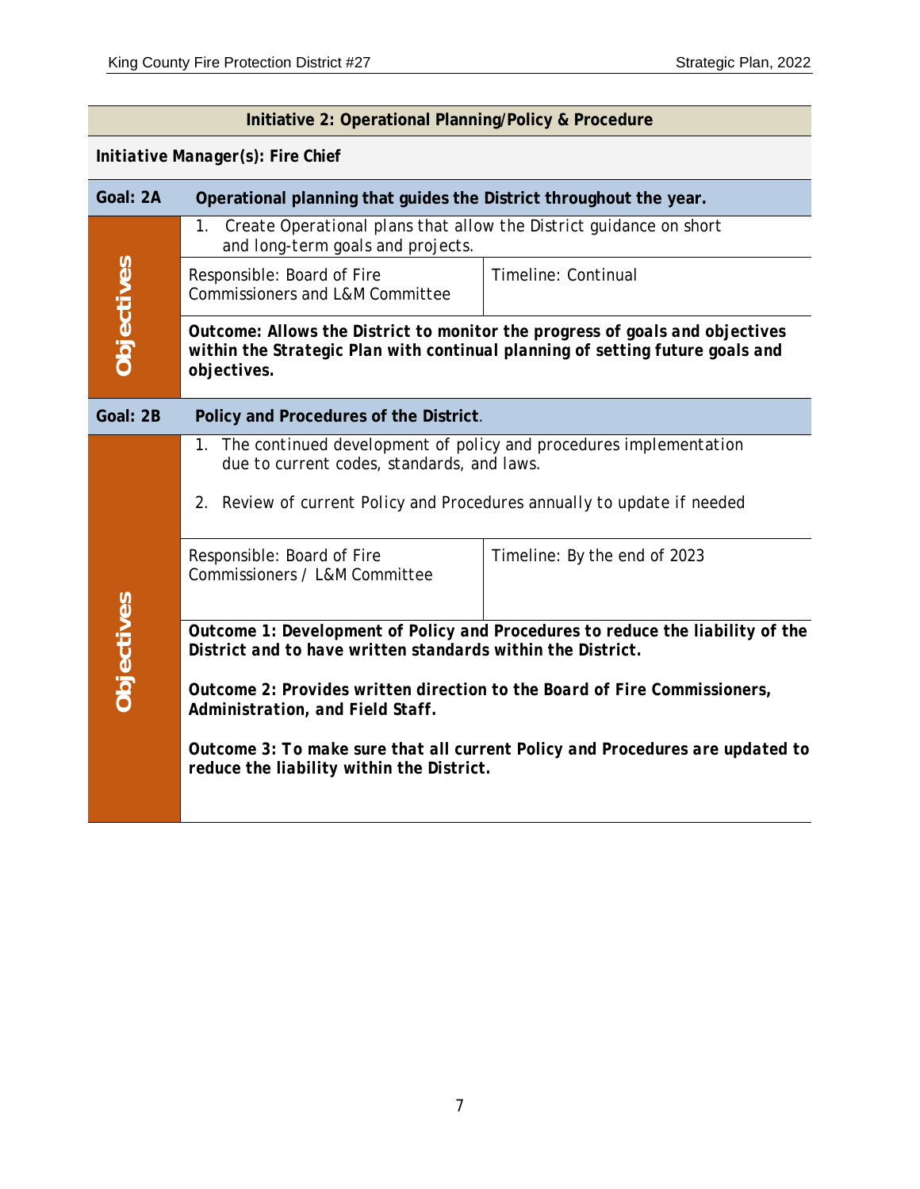| **Initiative 2: Operational Planning/Policy & Procedure** | | |
|---|---|---|
| ***Initiative Manager(s): Fire Chief*** | | |
| **Goal: 2A** | **Operational planning that guides the District throughout the year.** | |
| **Objectives** | 1. Create Operational plans that allow the District guidance on short and long-term goals and projects. | |
| | Responsible: Board of Fire Commissioners and L&M Committee | Timeline: Continual |
| | ***Outcome: Allows the District to monitor the progress of goals and objectives within the Strategic Plan with continual planning of setting future goals and objectives.*** | |
| **Goal: 2B** | **Policy and Procedures of the District**. | |
| **Objectives** | 1. The continued development of policy and procedures implementation due to current codes, standards, and laws.<br><br>2. Review of current Policy and Procedures annually to update if needed | |
| | Responsible: Board of Fire Commissioners / L&M Committee | Timeline: By the end of 2023 |
| | ***Outcome 1: Development of Policy and Procedures to reduce the liability of the District and to have written standards within the District.***<br><br>***Outcome 2: Provides written direction to the Board of Fire Commissioners, Administration, and Field Staff.***<br><br>***Outcome 3: To make sure that all current Policy and Procedures are updated to reduce the liability within the District.*** | |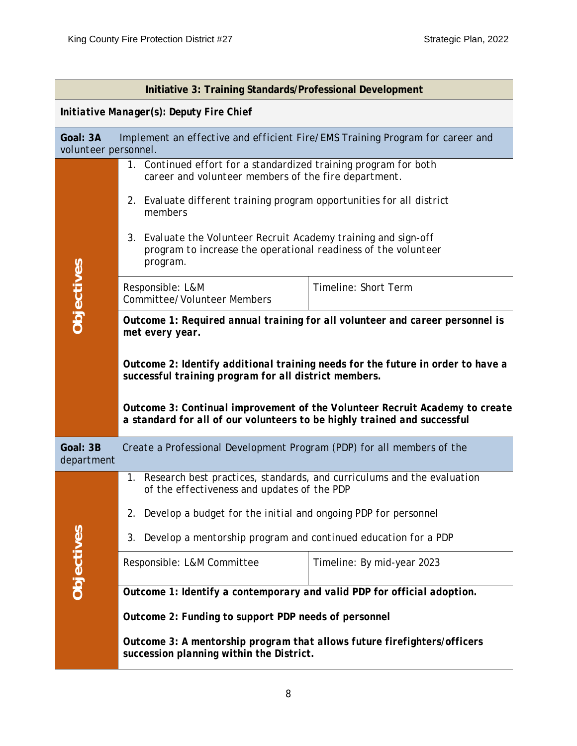## Initiative 3: Training Standards/Professional Development

***Initiative Manager(s): Deputy Fire Chief***

**Goal: 3A** Implement an effective and efficient Fire/EMS Training Program for career and volunteer personnel.

**Objectives**

1. Continued effort for a standardized training program for both career and volunteer members of the fire department.
2. Evaluate different training program opportunities for all district members
3. Evaluate the Volunteer Recruit Academy training and sign-off program to increase the operational readiness of the volunteer program.

| Responsible: L&M Committee/Volunteer Members | Timeline: Short Term |
|---|---|

***Outcome 1: Required annual training for all volunteer and career personnel is met every year.***

***Outcome 2: Identify additional training needs for the future in order to have a successful training program for all district members.***

***Outcome 3: Continual improvement of the Volunteer Recruit Academy to create a standard for all of our volunteers to be highly trained and successful***

**Goal: 3B** Create a Professional Development Program (PDP) for all members of the department

**Objectives**

1. Research best practices, standards, and curriculums and the evaluation of the effectiveness and updates of the PDP
2. Develop a budget for the initial and ongoing PDP for personnel
3. Develop a mentorship program and continued education for a PDP

| Responsible: L&M Committee | Timeline: By mid-year 2023 |
|---|---|

***Outcome 1: Identify a contemporary and valid PDP for official adoption.***

***Outcome 2: Funding to support PDP needs of personnel***

***Outcome 3: A mentorship program that allows future firefighters/officers succession planning within the District.***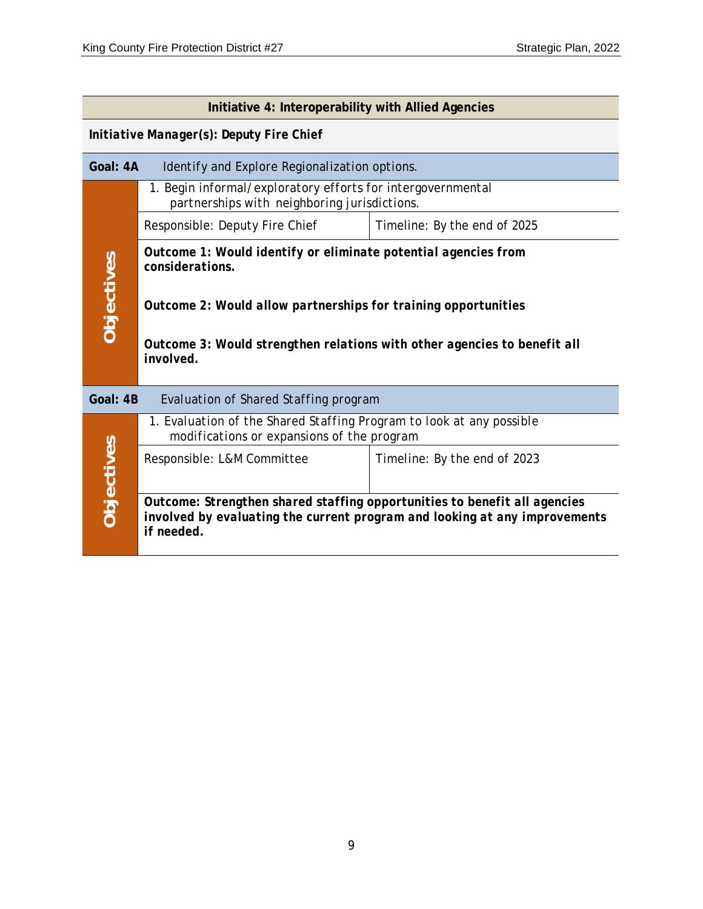## Initiative 4: Interoperability with Allied Agencies

***Initiative Manager(s): Deputy Fire Chief***

| **Goal: 4A** | Identify and Explore Regionalization options. | |
|---|---|---|
| **Objectives** | 1. Begin informal/exploratory efforts for intergovernmental partnerships with neighboring jurisdictions. | |
| | Responsible: Deputy Fire Chief | Timeline: By the end of 2025 |
| | **Outcome 1: Would identify or eliminate potential agencies from considerations.**<br><br>**Outcome 2: Would allow partnerships for training opportunities**<br><br>**Outcome 3: Would strengthen relations with other agencies to benefit all involved.** | |

| **Goal: 4B** | Evaluation of Shared Staffing program | |
|---|---|---|
| **Objectives** | 1. Evaluation of the Shared Staffing Program to look at any possible modifications or expansions of the program | |
| | Responsible: L&M Committee | Timeline: By the end of 2023 |
| | **Outcome: Strengthen shared staffing opportunities to benefit all agencies involved by evaluating the current program and looking at any improvements if needed.** | |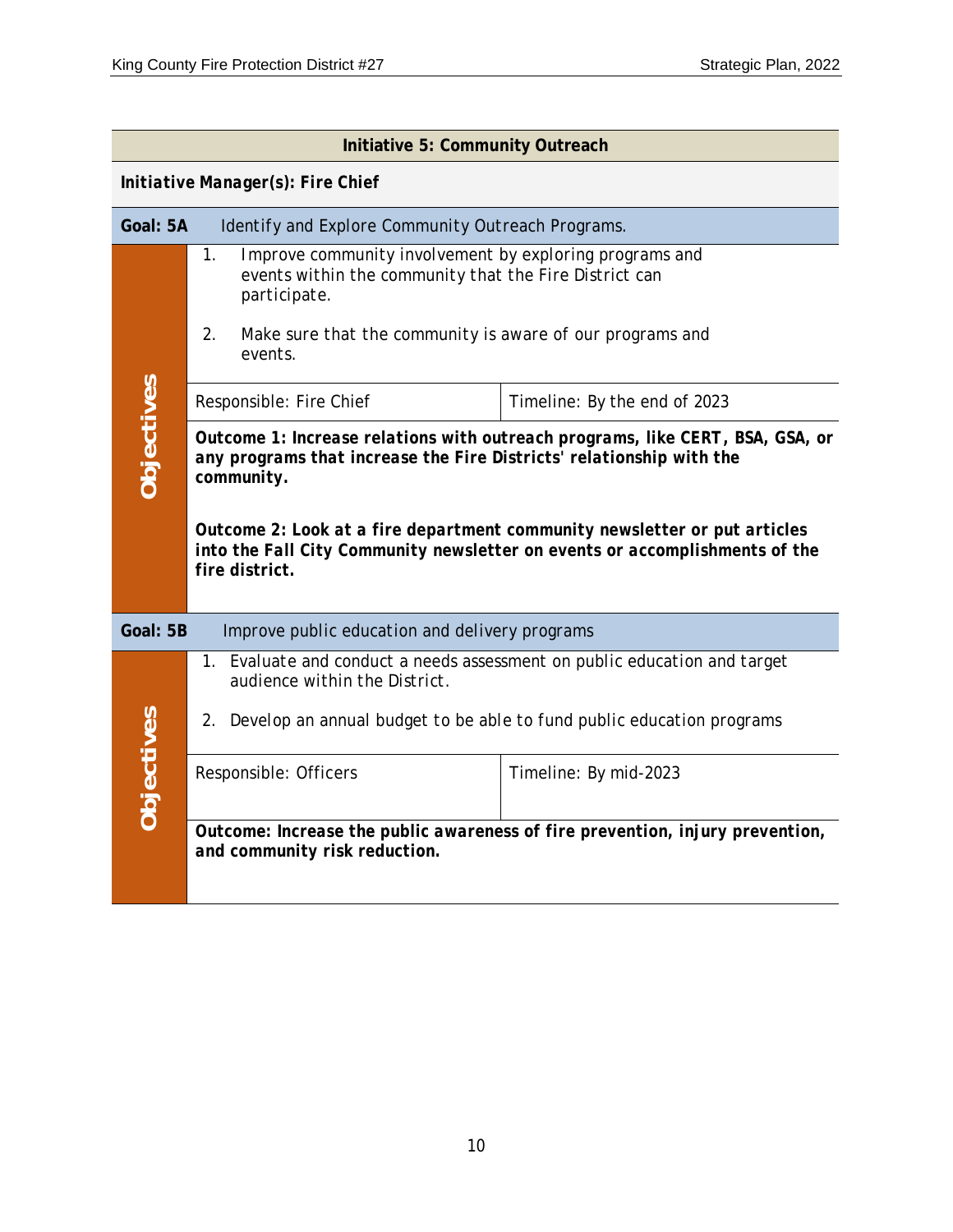## Initiative 5: Community Outreach

***Initiative Manager(s): Fire Chief***

**Goal: 5A** Identify and Explore Community Outreach Programs.

**Objectives**

1. Improve community involvement by exploring programs and events within the community that the Fire District can participate.
2. Make sure that the community is aware of our programs and events.

| Responsible: Fire Chief | Timeline: By the end of 2023 |
| --- | --- |

***Outcome 1: Increase relations with outreach programs, like CERT, BSA, GSA, or any programs that increase the Fire Districts' relationship with the community.***

***Outcome 2: Look at a fire department community newsletter or put articles into the Fall City Community newsletter on events or accomplishments of the fire district.***

**Goal: 5B** Improve public education and delivery programs

**Objectives**

1. Evaluate and conduct a needs assessment on public education and target audience within the District.
2. Develop an annual budget to be able to fund public education programs

| Responsible: Officers | Timeline: By mid-2023 |
| --- | --- |

***Outcome: Increase the public awareness of fire prevention, injury prevention, and community risk reduction.***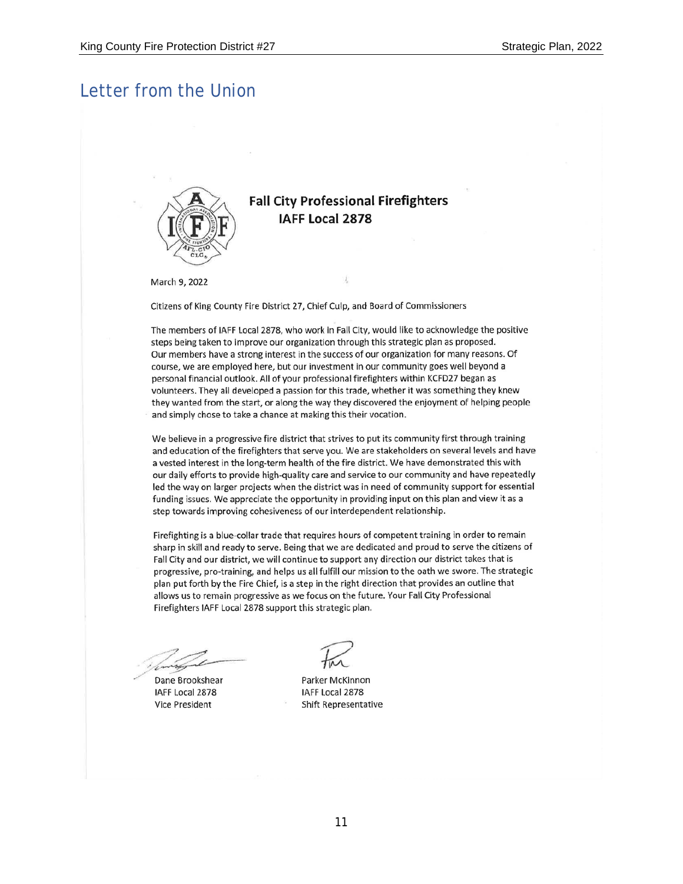## Letter from the Union

**Fall City Professional Firefighters**
**IAFF Local 2878**

March 9, 2022

Citizens of King County Fire District 27, Chief Culp, and Board of Commissioners

The members of IAFF Local 2878, who work in Fall City, would like to acknowledge the positive steps being taken to improve our organization through this strategic plan as proposed. Our members have a strong interest in the success of our organization for many reasons. Of course, we are employed here, but our investment in our community goes well beyond a personal financial outlook. All of your professional firefighters within KCFD27 began as volunteers. They all developed a passion for this trade, whether it was something they knew they wanted from the start, or along the way they discovered the enjoyment of helping people and simply chose to take a chance at making this their vocation.

We believe in a progressive fire district that strives to put its community first through training and education of the firefighters that serve you. We are stakeholders on several levels and have a vested interest in the long-term health of the fire district. We have demonstrated this with our daily efforts to provide high-quality care and service to our community and have repeatedly led the way on larger projects when the district was in need of community support for essential funding issues. We appreciate the opportunity in providing input on this plan and view it as a step towards improving cohesiveness of our interdependent relationship.

Firefighting is a blue-collar trade that requires hours of competent training in order to remain sharp in skill and ready to serve. Being that we are dedicated and proud to serve the citizens of Fall City and our district, we will continue to support any direction our district takes that is progressive, pro-training, and helps us all fulfill our mission to the oath we swore. The strategic plan put forth by the Fire Chief, is a step in the right direction that provides an outline that allows us to remain progressive as we focus on the future. Your Fall City Professional Firefighters IAFF Local 2878 support this strategic plan.

Dane Brookshear
IAFF Local 2878
Vice President

Parker McKinnon
IAFF Local 2878
Shift Representative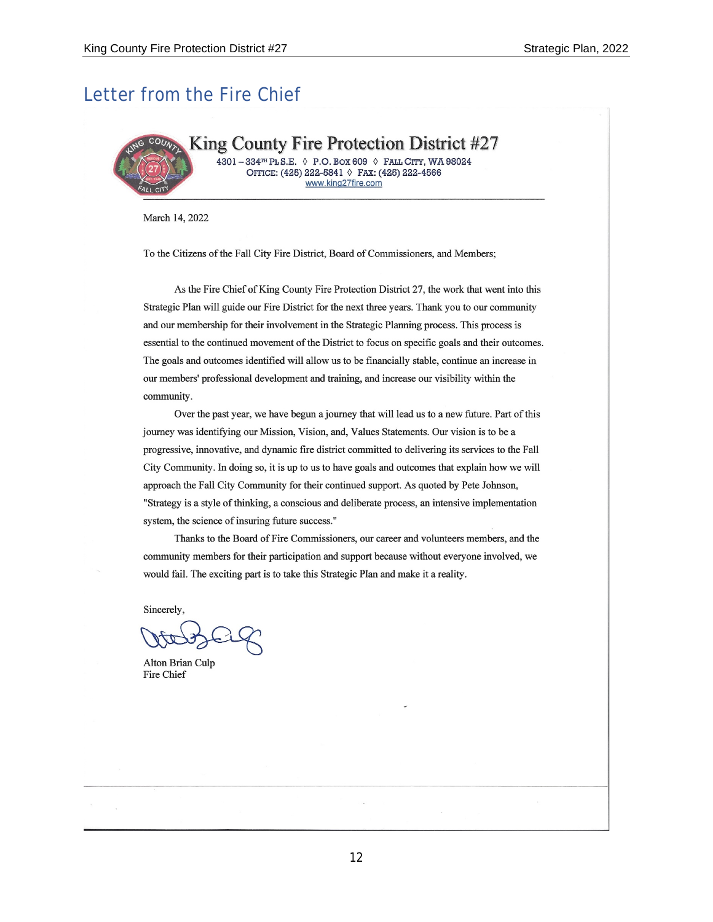## Letter from the Fire Chief

**King County Fire Protection District #27**

4301 – 334TH PL S.E. ◊ P.O. BOX 609 ◊ FALL CITY, WA 98024
OFFICE: (425) 222-5841 ◊ FAX: (425) 222-4566
www.king27fire.com

March 14, 2022

To the Citizens of the Fall City Fire District, Board of Commissioners, and Members;

As the Fire Chief of King County Fire Protection District 27, the work that went into this Strategic Plan will guide our Fire District for the next three years. Thank you to our community and our membership for their involvement in the Strategic Planning process. This process is essential to the continued movement of the District to focus on specific goals and their outcomes. The goals and outcomes identified will allow us to be financially stable, continue an increase in our members' professional development and training, and increase our visibility within the community.

Over the past year, we have begun a journey that will lead us to a new future. Part of this journey was identifying our Mission, Vision, and, Values Statements. Our vision is to be a progressive, innovative, and dynamic fire district committed to delivering its services to the Fall City Community. In doing so, it is up to us to have goals and outcomes that explain how we will approach the Fall City Community for their continued support. As quoted by Pete Johnson, "Strategy is a style of thinking, a conscious and deliberate process, an intensive implementation system, the science of insuring future success."

Thanks to the Board of Fire Commissioners, our career and volunteers members, and the community members for their participation and support because without everyone involved, we would fail. The exciting part is to take this Strategic Plan and make it a reality.

Sincerely,

Alton Brian Culp
Fire Chief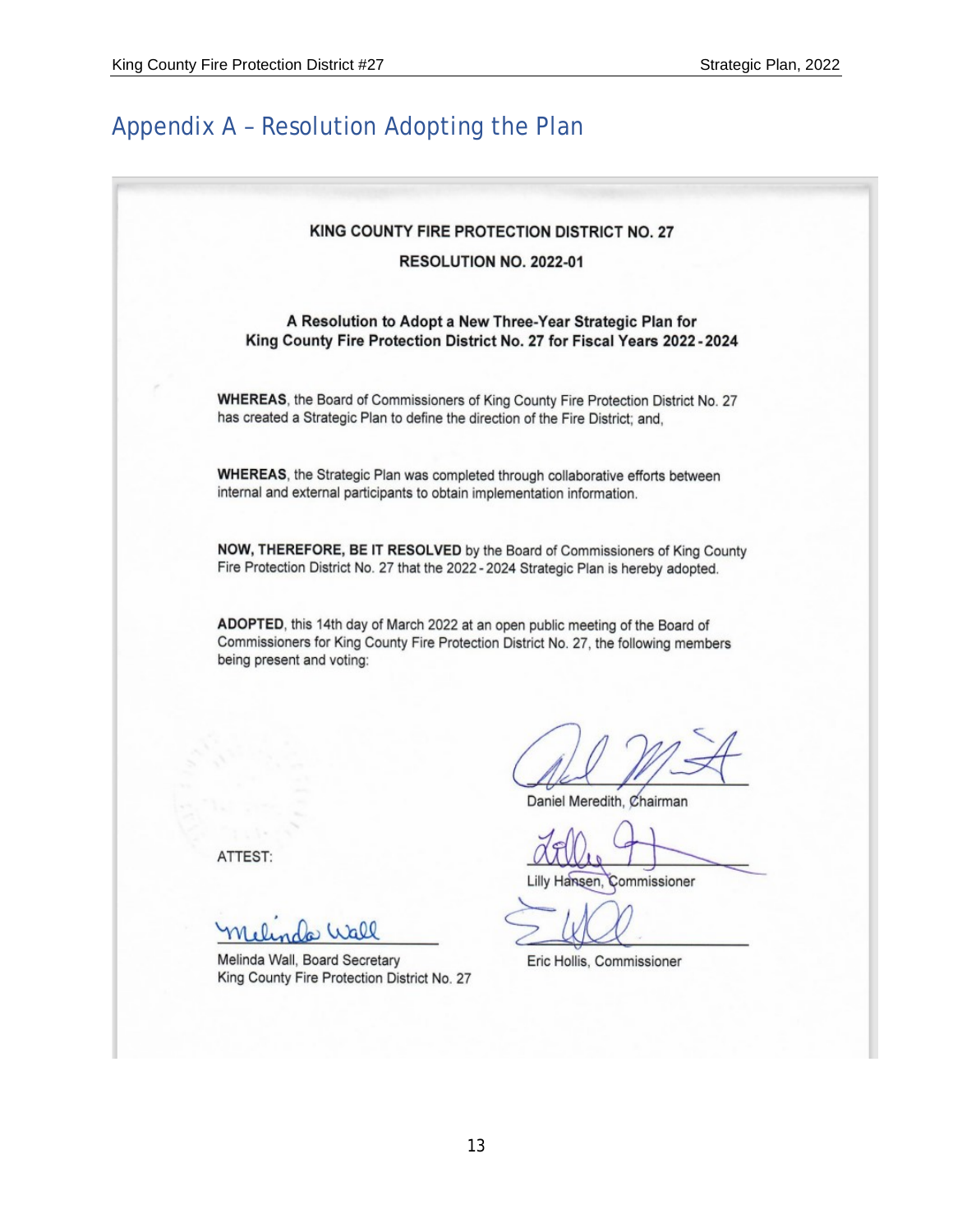## Appendix A – Resolution Adopting the Plan

**KING COUNTY FIRE PROTECTION DISTRICT NO. 27**

**RESOLUTION NO. 2022-01**

**A Resolution to Adopt a New Three-Year Strategic Plan for King County Fire Protection District No. 27 for Fiscal Years 2022 - 2024**

**WHEREAS**, the Board of Commissioners of King County Fire Protection District No. 27 has created a Strategic Plan to define the direction of the Fire District; and,

**WHEREAS**, the Strategic Plan was completed through collaborative efforts between internal and external participants to obtain implementation information.

**NOW, THEREFORE, BE IT RESOLVED** by the Board of Commissioners of King County Fire Protection District No. 27 that the 2022 - 2024 Strategic Plan is hereby adopted.

**ADOPTED**, this 14th day of March 2022 at an open public meeting of the Board of Commissioners for King County Fire Protection District No. 27, the following members being present and voting:

Daniel Meredith, Chairman

Lilly Hansen, Commissioner

Eric Hollis, Commissioner

ATTEST:

Melinda Wall, Board Secretary
King County Fire Protection District No. 27